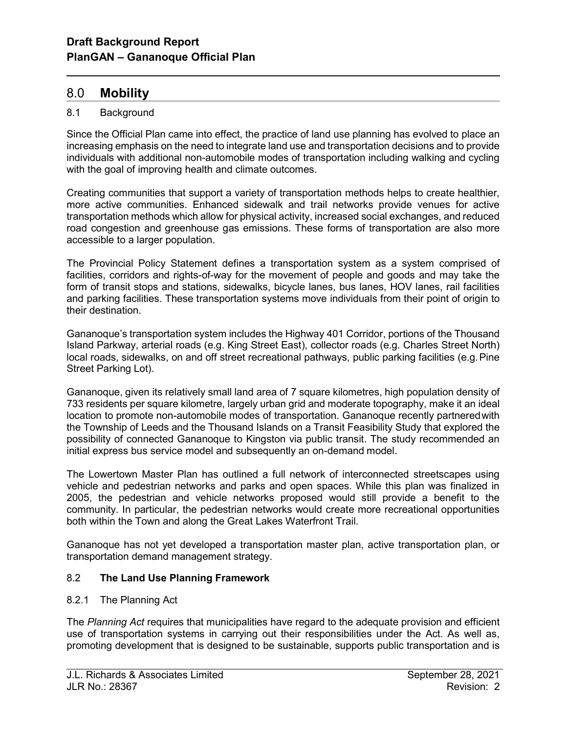# 8.0 **Mobility**

## 8.1 Background

Since the Official Plan came into effect, the practice of land use planning has evolved to place an increasing emphasis on the need to integrate land use and transportation decisions and to provide individuals with additional non-automobile modes of transportation including walking and cycling with the goal of improving health and climate outcomes.

Creating communities that support a variety of transportation methods helps to create healthier, more active communities. Enhanced sidewalk and trail networks provide venues for active transportation methods which allow for physical activity, increased social exchanges, and reduced road congestion and greenhouse gas emissions. These forms of transportation are also more accessible to a larger population.

The Provincial Policy Statement defines a transportation system as a system comprised of facilities, corridors and rights-of-way for the movement of people and goods and may take the form of transit stops and stations, sidewalks, bicycle lanes, bus lanes, HOV lanes, rail facilities and parking facilities. These transportation systems move individuals from their point of origin to their destination.

Gananoque's transportation system includes the Highway 401 Corridor, portions of the Thousand Island Parkway, arterial roads (e.g. King Street East), collector roads (e.g. Charles Street North) local roads, sidewalks, on and off street recreational pathways, public parking facilities (e.g. Pine Street Parking Lot).

Gananoque, given its relatively small land area of 7 square kilometres, high population density of 733 residents per square kilometre, largely urban grid and moderate topography, make it an ideal location to promote non-automobile modes of transportation. Gananoque recently partnered with the Township of Leeds and the Thousand Islands on a Transit Feasibility Study that explored the possibility of connected Gananoque to Kingston via public transit. The study recommended an initial express bus service model and subsequently an on-demand model.

The Lowertown Master Plan has outlined a full network of interconnected streetscapes using vehicle and pedestrian networks and parks and open spaces. While this plan was finalized in 2005, the pedestrian and vehicle networks proposed would still provide a benefit to the community. In particular, the pedestrian networks would create more recreational opportunities both within the Town and along the Great Lakes Waterfront Trail.

Gananoque has not yet developed a transportation master plan, active transportation plan, or transportation demand management strategy.

## 8.2 **The Land Use Planning Framework**

### 8.2.1 The Planning Act

The *Planning Act* requires that municipalities have regard to the adequate provision and efficient use of transportation systems in carrying out their responsibilities under the Act. As well as, promoting development that is designed to be sustainable, supports public transportation and is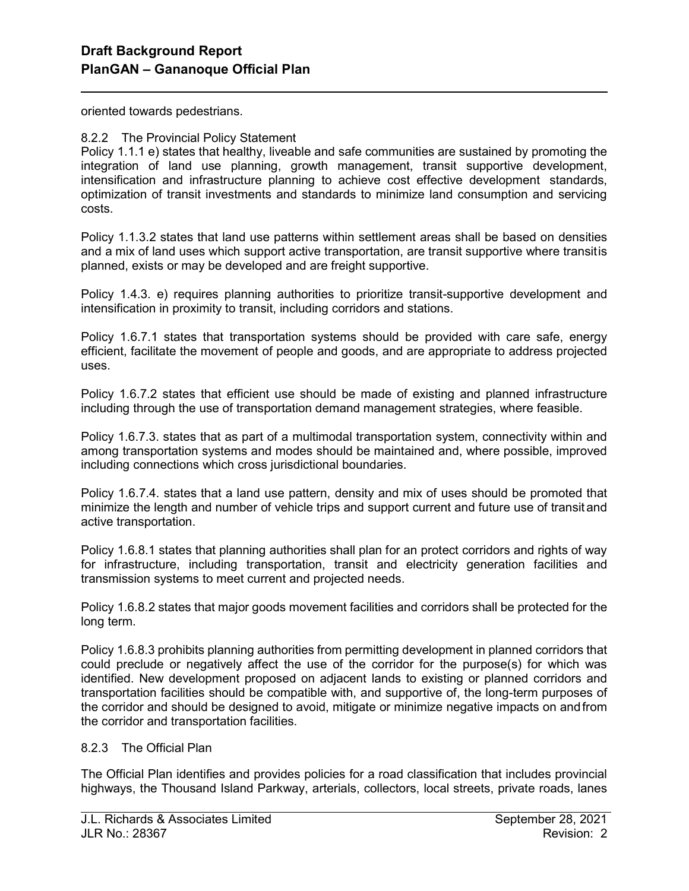oriented towards pedestrians.

### 8.2.2 The Provincial Policy Statement

Policy 1.1.1 e) states that healthy, liveable and safe communities are sustained by promoting the integration of land use planning, growth management, transit supportive development, intensification and infrastructure planning to achieve cost effective development standards, optimization of transit investments and standards to minimize land consumption and servicing costs.

Policy 1.1.3.2 states that land use patterns within settlement areas shall be based on densities and a mix of land uses which support active transportation, are transit supportive where transitis planned, exists or may be developed and are freight supportive.

Policy 1.4.3. e) requires planning authorities to prioritize transit-supportive development and intensification in proximity to transit, including corridors and stations.

Policy 1.6.7.1 states that transportation systems should be provided with care safe, energy efficient, facilitate the movement of people and goods, and are appropriate to address projected uses.

Policy 1.6.7.2 states that efficient use should be made of existing and planned infrastructure including through the use of transportation demand management strategies, where feasible.

Policy 1.6.7.3. states that as part of a multimodal transportation system, connectivity within and among transportation systems and modes should be maintained and, where possible, improved including connections which cross jurisdictional boundaries.

Policy 1.6.7.4. states that a land use pattern, density and mix of uses should be promoted that minimize the length and number of vehicle trips and support current and future use of transit and active transportation.

Policy 1.6.8.1 states that planning authorities shall plan for an protect corridors and rights of way for infrastructure, including transportation, transit and electricity generation facilities and transmission systems to meet current and projected needs.

Policy 1.6.8.2 states that major goods movement facilities and corridors shall be protected for the long term.

Policy 1.6.8.3 prohibits planning authorities from permitting development in planned corridors that could preclude or negatively affect the use of the corridor for the purpose(s) for which was identified. New development proposed on adjacent lands to existing or planned corridors and transportation facilities should be compatible with, and supportive of, the long-term purposes of the corridor and should be designed to avoid, mitigate or minimize negative impacts on and from the corridor and transportation facilities.

### 8.2.3 The Official Plan

The Official Plan identifies and provides policies for a road classification that includes provincial highways, the Thousand Island Parkway, arterials, collectors, local streets, private roads, lanes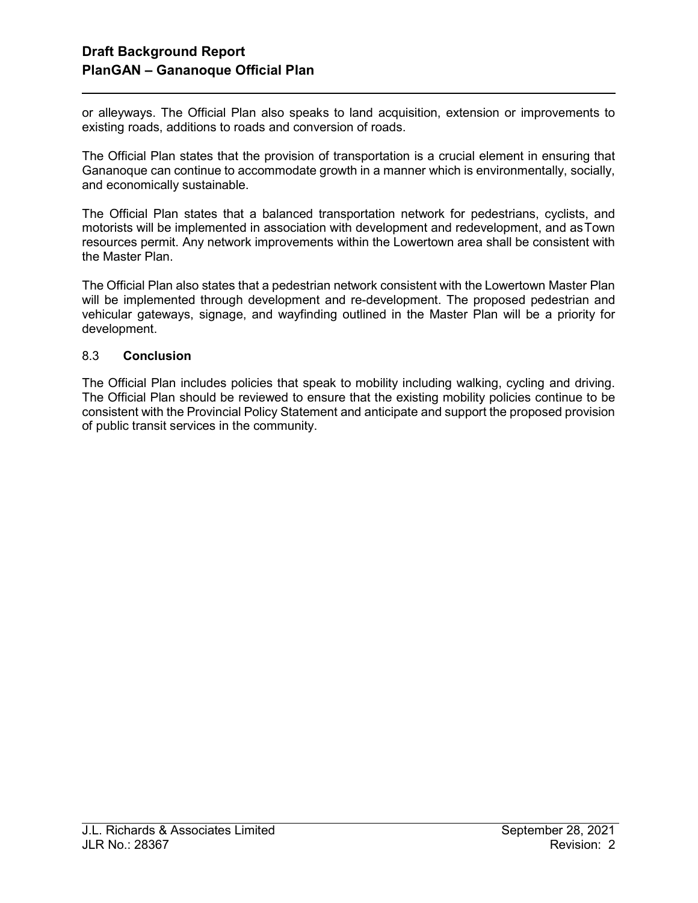or alleyways. The Official Plan also speaks to land acquisition, extension or improvements to existing roads, additions to roads and conversion of roads.

The Official Plan states that the provision of transportation is a crucial element in ensuring that Gananoque can continue to accommodate growth in a manner which is environmentally, socially, and economically sustainable.

The Official Plan states that a balanced transportation network for pedestrians, cyclists, and motorists will be implemented in association with development and redevelopment, and asTown resources permit. Any network improvements within the Lowertown area shall be consistent with the Master Plan.

The Official Plan also states that a pedestrian network consistent with the Lowertown Master Plan will be implemented through development and re-development. The proposed pedestrian and vehicular gateways, signage, and wayfinding outlined in the Master Plan will be a priority for development.

### 8.3 **Conclusion**

The Official Plan includes policies that speak to mobility including walking, cycling and driving. The Official Plan should be reviewed to ensure that the existing mobility policies continue to be consistent with the Provincial Policy Statement and anticipate and support the proposed provision of public transit services in the community.